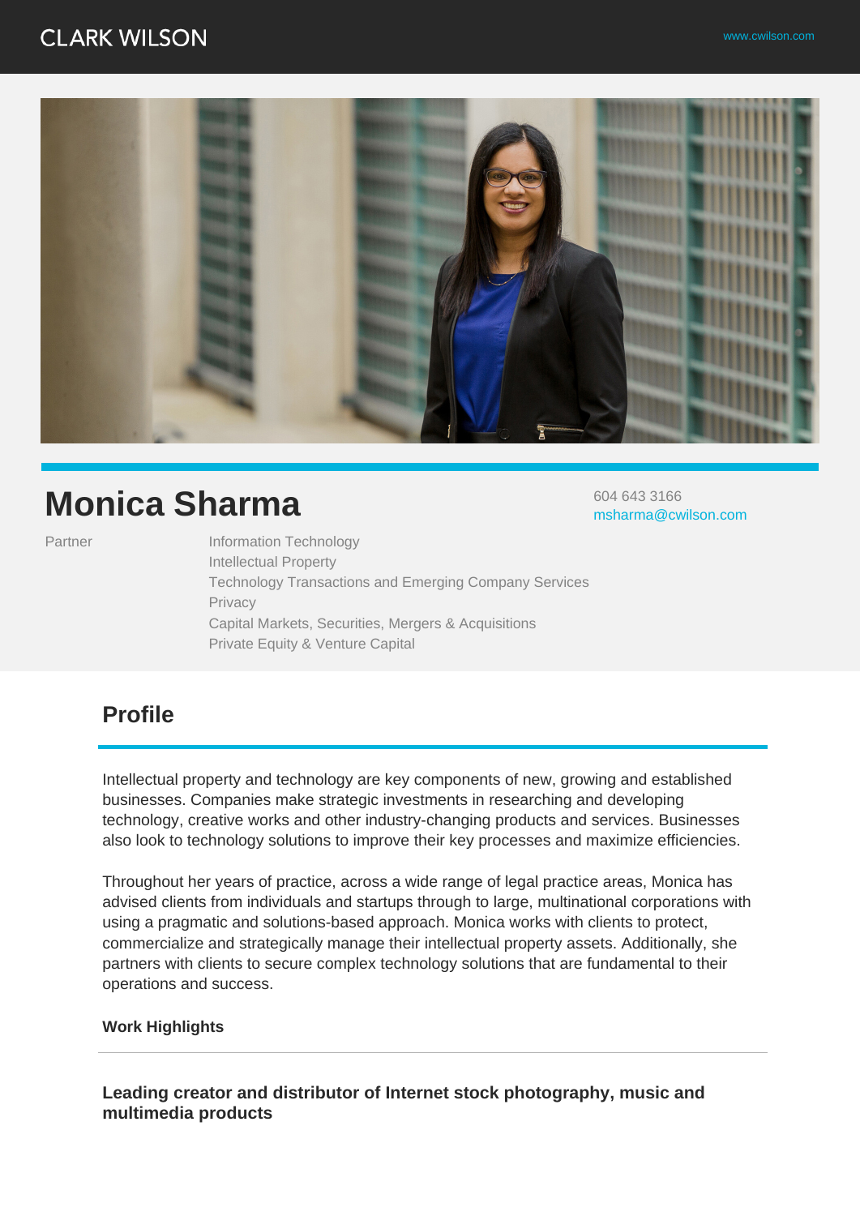CLARK WILSON

www.cwilson.com

# Monica Sharma

604 643 3166
msharma@cwilson.com

Partner

Information Technology
Intellectual Property
Technology Transactions and Emerging Company Services
Privacy
Capital Markets, Securities, Mergers & Acquisitions
Private Equity & Venture Capital

## Profile

Intellectual property and technology are key components of new, growing and established businesses. Companies make strategic investments in researching and developing technology, creative works and other industry-changing products and services. Businesses also look to technology solutions to improve their key processes and maximize efficiencies.

Throughout her years of practice, across a wide range of legal practice areas, Monica has advised clients from individuals and startups through to large, multinational corporations with using a pragmatic and solutions-based approach. Monica works with clients to protect, commercialize and strategically manage their intellectual property assets. Additionally, she partners with clients to secure complex technology solutions that are fundamental to their operations and success.

**Work Highlights**

---

**Leading creator and distributor of Internet stock photography, music and multimedia products**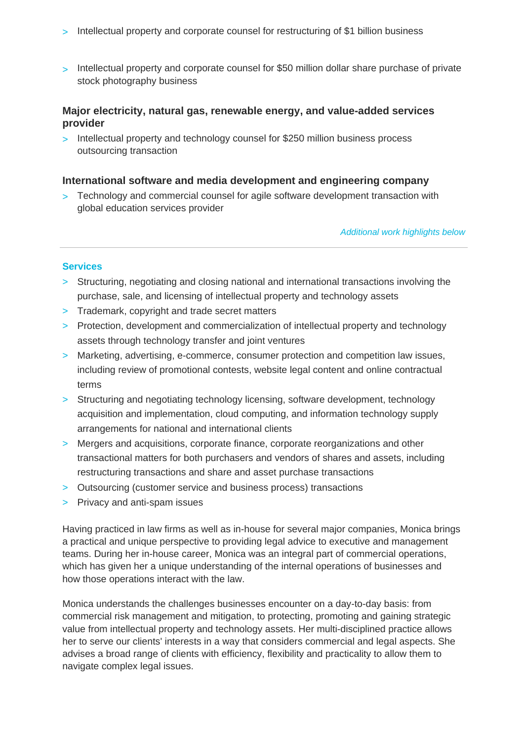- Intellectual property and corporate counsel for restructuring of $1 billion business

- Intellectual property and corporate counsel for $50 million dollar share purchase of private stock photography business

### Major electricity, natural gas, renewable energy, and value-added services provider

- Intellectual property and technology counsel for $250 million business process outsourcing transaction

### International software and media development and engineering company

- Technology and commercial counsel for agile software development transaction with global education services provider

*Additional work highlights below*

---

## Services

- Structuring, negotiating and closing national and international transactions involving the purchase, sale, and licensing of intellectual property and technology assets
- Trademark, copyright and trade secret matters
- Protection, development and commercialization of intellectual property and technology assets through technology transfer and joint ventures
- Marketing, advertising, e-commerce, consumer protection and competition law issues, including review of promotional contests, website legal content and online contractual terms
- Structuring and negotiating technology licensing, software development, technology acquisition and implementation, cloud computing, and information technology supply arrangements for national and international clients
- Mergers and acquisitions, corporate finance, corporate reorganizations and other transactional matters for both purchasers and vendors of shares and assets, including restructuring transactions and share and asset purchase transactions
- Outsourcing (customer service and business process) transactions
- Privacy and anti-spam issues

Having practiced in law firms as well as in-house for several major companies, Monica brings a practical and unique perspective to providing legal advice to executive and management teams. During her in-house career, Monica was an integral part of commercial operations, which has given her a unique understanding of the internal operations of businesses and how those operations interact with the law.

Monica understands the challenges businesses encounter on a day-to-day basis: from commercial risk management and mitigation, to protecting, promoting and gaining strategic value from intellectual property and technology assets. Her multi-disciplined practice allows her to serve our clients' interests in a way that considers commercial and legal aspects. She advises a broad range of clients with efficiency, flexibility and practicality to allow them to navigate complex legal issues.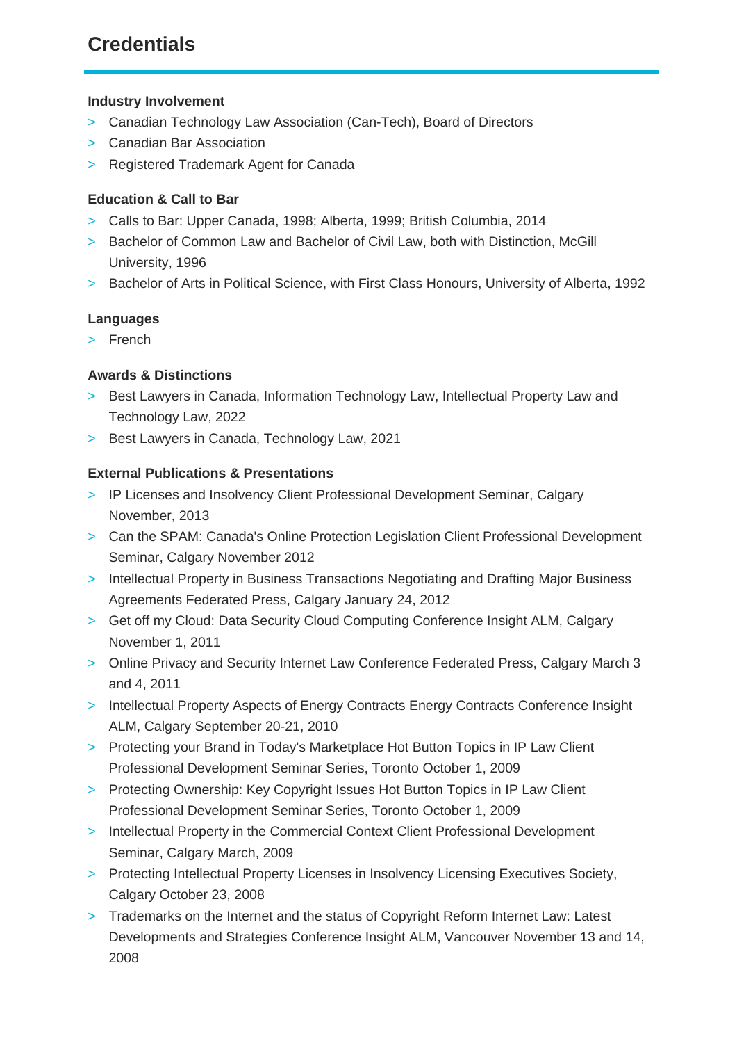# Credentials

### Industry Involvement

- Canadian Technology Law Association (Can-Tech), Board of Directors
- Canadian Bar Association
- Registered Trademark Agent for Canada

### Education & Call to Bar

- Calls to Bar: Upper Canada, 1998; Alberta, 1999; British Columbia, 2014
- Bachelor of Common Law and Bachelor of Civil Law, both with Distinction, McGill University, 1996
- Bachelor of Arts in Political Science, with First Class Honours, University of Alberta, 1992

### Languages

- French

### Awards & Distinctions

- Best Lawyers in Canada, Information Technology Law, Intellectual Property Law and Technology Law, 2022
- Best Lawyers in Canada, Technology Law, 2021

### External Publications & Presentations

- IP Licenses and Insolvency Client Professional Development Seminar, Calgary November, 2013
- Can the SPAM: Canada's Online Protection Legislation Client Professional Development Seminar, Calgary November 2012
- Intellectual Property in Business Transactions Negotiating and Drafting Major Business Agreements Federated Press, Calgary January 24, 2012
- Get off my Cloud: Data Security Cloud Computing Conference Insight ALM, Calgary November 1, 2011
- Online Privacy and Security Internet Law Conference Federated Press, Calgary March 3 and 4, 2011
- Intellectual Property Aspects of Energy Contracts Energy Contracts Conference Insight ALM, Calgary September 20-21, 2010
- Protecting your Brand in Today's Marketplace Hot Button Topics in IP Law Client Professional Development Seminar Series, Toronto October 1, 2009
- Protecting Ownership: Key Copyright Issues Hot Button Topics in IP Law Client Professional Development Seminar Series, Toronto October 1, 2009
- Intellectual Property in the Commercial Context Client Professional Development Seminar, Calgary March, 2009
- Protecting Intellectual Property Licenses in Insolvency Licensing Executives Society, Calgary October 23, 2008
- Trademarks on the Internet and the status of Copyright Reform Internet Law: Latest Developments and Strategies Conference Insight ALM, Vancouver November 13 and 14, 2008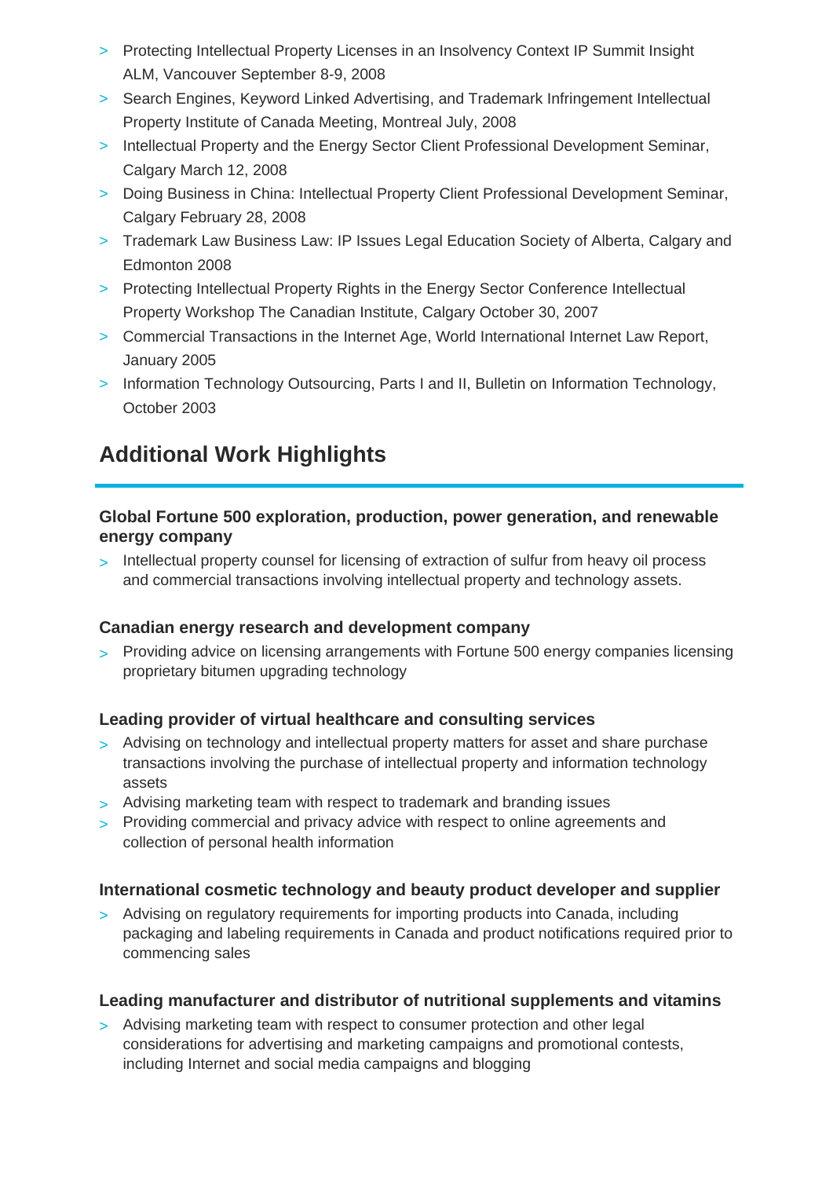- Protecting Intellectual Property Licenses in an Insolvency Context IP Summit Insight ALM, Vancouver September 8-9, 2008
- Search Engines, Keyword Linked Advertising, and Trademark Infringement Intellectual Property Institute of Canada Meeting, Montreal July, 2008
- Intellectual Property and the Energy Sector Client Professional Development Seminar, Calgary March 12, 2008
- Doing Business in China: Intellectual Property Client Professional Development Seminar, Calgary February 28, 2008
- Trademark Law Business Law: IP Issues Legal Education Society of Alberta, Calgary and Edmonton 2008
- Protecting Intellectual Property Rights in the Energy Sector Conference Intellectual Property Workshop The Canadian Institute, Calgary October 30, 2007
- Commercial Transactions in the Internet Age, World International Internet Law Report, January 2005
- Information Technology Outsourcing, Parts I and II, Bulletin on Information Technology, October 2003

## Additional Work Highlights

### Global Fortune 500 exploration, production, power generation, and renewable energy company

- Intellectual property counsel for licensing of extraction of sulfur from heavy oil process and commercial transactions involving intellectual property and technology assets.

### Canadian energy research and development company

- Providing advice on licensing arrangements with Fortune 500 energy companies licensing proprietary bitumen upgrading technology

### Leading provider of virtual healthcare and consulting services

- Advising on technology and intellectual property matters for asset and share purchase transactions involving the purchase of intellectual property and information technology assets
- Advising marketing team with respect to trademark and branding issues
- Providing commercial and privacy advice with respect to online agreements and collection of personal health information

### International cosmetic technology and beauty product developer and supplier

- Advising on regulatory requirements for importing products into Canada, including packaging and labeling requirements in Canada and product notifications required prior to commencing sales

### Leading manufacturer and distributor of nutritional supplements and vitamins

- Advising marketing team with respect to consumer protection and other legal considerations for advertising and marketing campaigns and promotional contests, including Internet and social media campaigns and blogging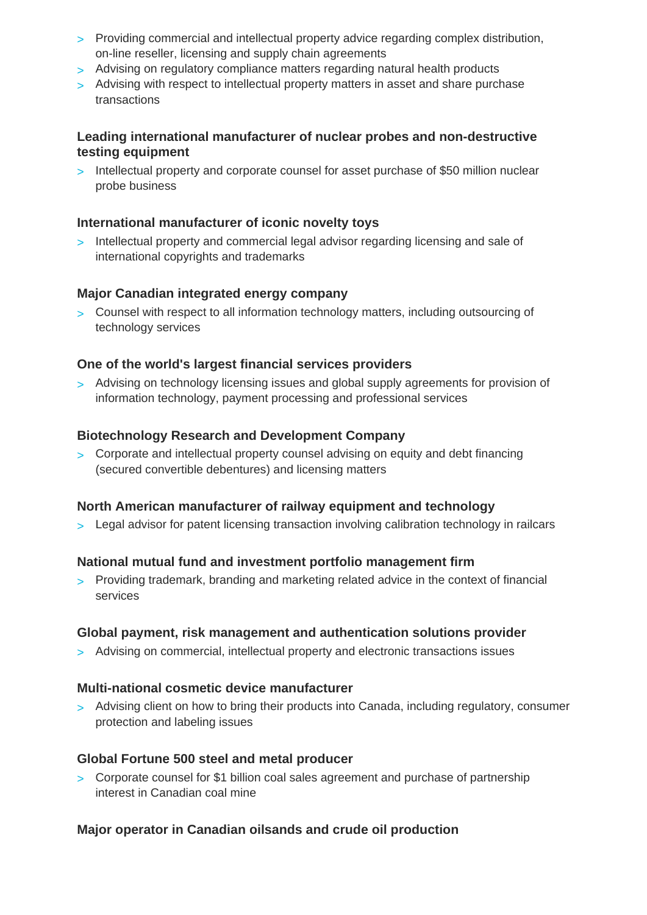- Providing commercial and intellectual property advice regarding complex distribution, on-line reseller, licensing and supply chain agreements
- Advising on regulatory compliance matters regarding natural health products
- Advising with respect to intellectual property matters in asset and share purchase transactions

**Leading international manufacturer of nuclear probes and non-destructive testing equipment**

- Intellectual property and corporate counsel for asset purchase of $50 million nuclear probe business

**International manufacturer of iconic novelty toys**

- Intellectual property and commercial legal advisor regarding licensing and sale of international copyrights and trademarks

**Major Canadian integrated energy company**

- Counsel with respect to all information technology matters, including outsourcing of technology services

**One of the world's largest financial services providers**

- Advising on technology licensing issues and global supply agreements for provision of information technology, payment processing and professional services

**Biotechnology Research and Development Company**

- Corporate and intellectual property counsel advising on equity and debt financing (secured convertible debentures) and licensing matters

**North American manufacturer of railway equipment and technology**

- Legal advisor for patent licensing transaction involving calibration technology in railcars

**National mutual fund and investment portfolio management firm**

- Providing trademark, branding and marketing related advice in the context of financial services

**Global payment, risk management and authentication solutions provider**

- Advising on commercial, intellectual property and electronic transactions issues

**Multi-national cosmetic device manufacturer**

- Advising client on how to bring their products into Canada, including regulatory, consumer protection and labeling issues

**Global Fortune 500 steel and metal producer**

- Corporate counsel for $1 billion coal sales agreement and purchase of partnership interest in Canadian coal mine

**Major operator in Canadian oilsands and crude oil production**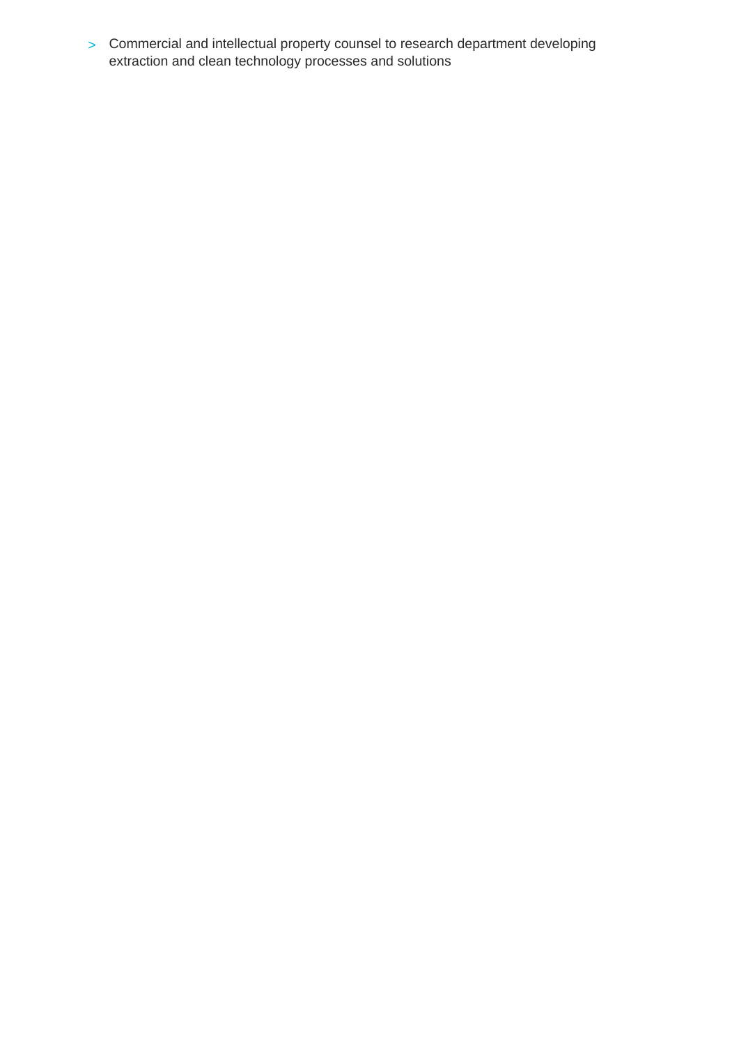- Commercial and intellectual property counsel to research department developing extraction and clean technology processes and solutions